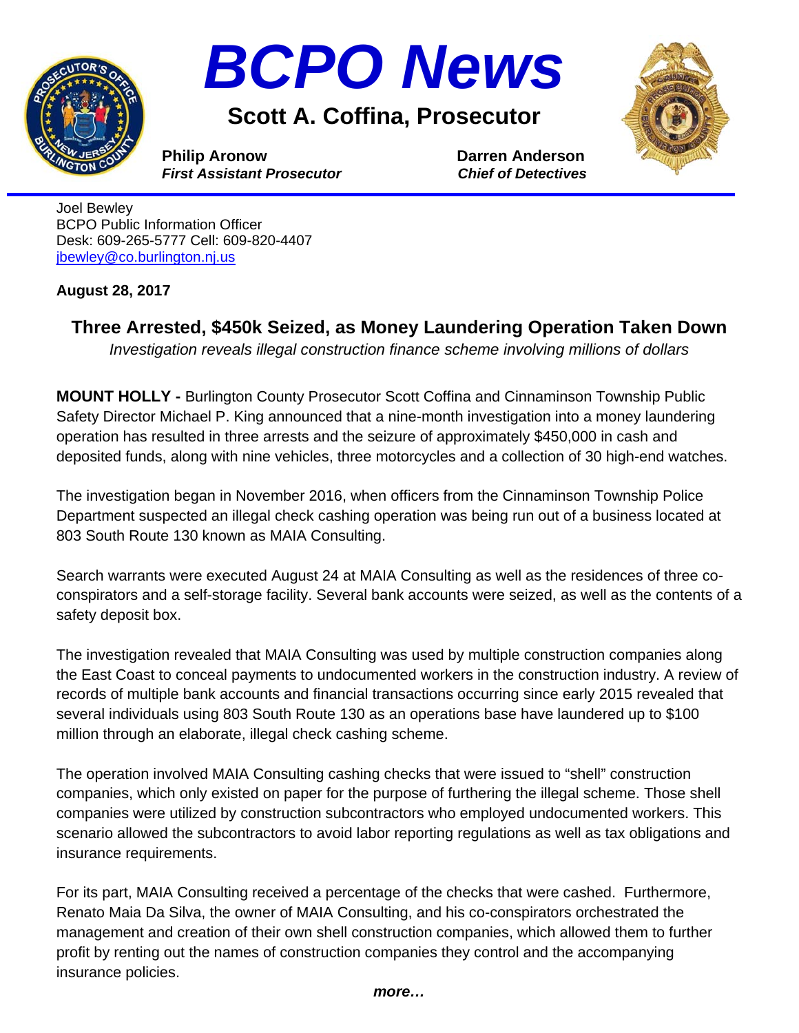# BCPO News

## Scott A. Coffina, Prosecutor

**Philip Aronow**
***First Assistant Prosecutor***

**Darren Anderson**
***Chief of Detectives***

Joel Bewley
BCPO Public Information Officer
Desk: 609-265-5777 Cell: 609-820-4407
jbewley@co.burlington.nj.us

**August 28, 2017**

### Three Arrested, $450k Seized, as Money Laundering Operation Taken Down

*Investigation reveals illegal construction finance scheme involving millions of dollars*

**MOUNT HOLLY -** Burlington County Prosecutor Scott Coffina and Cinnaminson Township Public Safety Director Michael P. King announced that a nine-month investigation into a money laundering operation has resulted in three arrests and the seizure of approximately $450,000 in cash and deposited funds, along with nine vehicles, three motorcycles and a collection of 30 high-end watches.

The investigation began in November 2016, when officers from the Cinnaminson Township Police Department suspected an illegal check cashing operation was being run out of a business located at 803 South Route 130 known as MAIA Consulting.

Search warrants were executed August 24 at MAIA Consulting as well as the residences of three co-conspirators and a self-storage facility. Several bank accounts were seized, as well as the contents of a safety deposit box.

The investigation revealed that MAIA Consulting was used by multiple construction companies along the East Coast to conceal payments to undocumented workers in the construction industry. A review of records of multiple bank accounts and financial transactions occurring since early 2015 revealed that several individuals using 803 South Route 130 as an operations base have laundered up to $100 million through an elaborate, illegal check cashing scheme.

The operation involved MAIA Consulting cashing checks that were issued to "shell" construction companies, which only existed on paper for the purpose of furthering the illegal scheme. Those shell companies were utilized by construction subcontractors who employed undocumented workers. This scenario allowed the subcontractors to avoid labor reporting regulations as well as tax obligations and insurance requirements.

For its part, MAIA Consulting received a percentage of the checks that were cashed. Furthermore, Renato Maia Da Silva, the owner of MAIA Consulting, and his co-conspirators orchestrated the management and creation of their own shell construction companies, which allowed them to further profit by renting out the names of construction companies they control and the accompanying insurance policies.

***more…***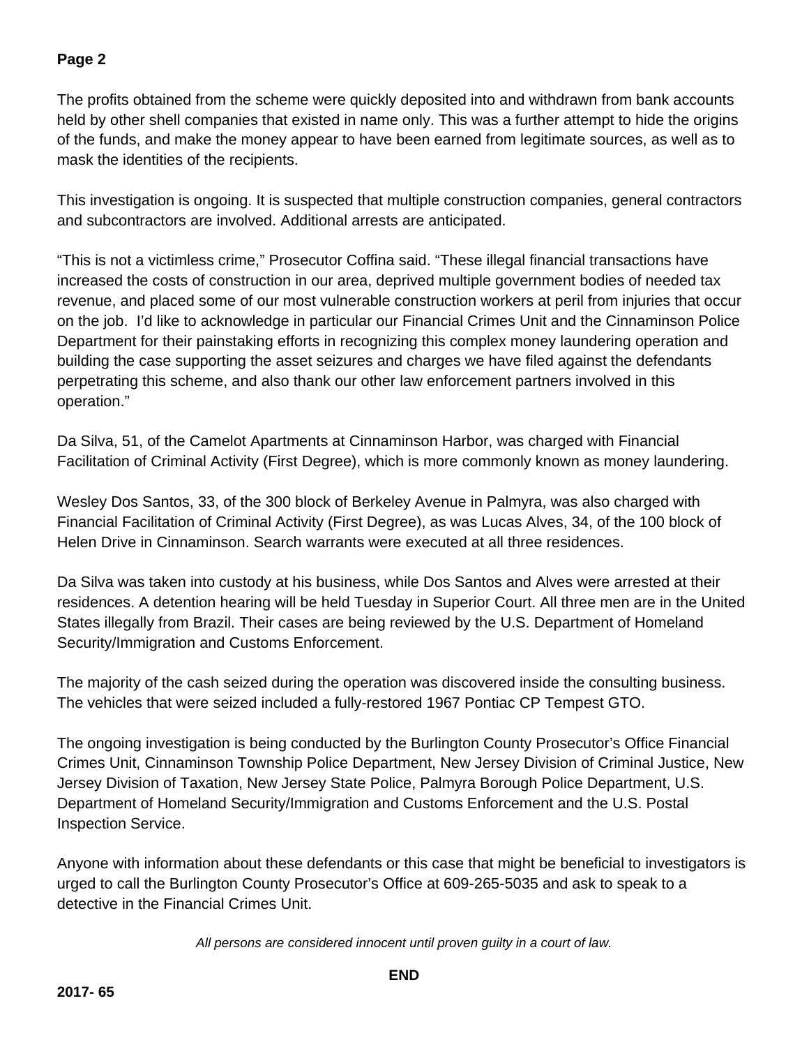The profits obtained from the scheme were quickly deposited into and withdrawn from bank accounts held by other shell companies that existed in name only. This was a further attempt to hide the origins of the funds, and make the money appear to have been earned from legitimate sources, as well as to mask the identities of the recipients.

This investigation is ongoing. It is suspected that multiple construction companies, general contractors and subcontractors are involved. Additional arrests are anticipated.

"This is not a victimless crime," Prosecutor Coffina said. "These illegal financial transactions have increased the costs of construction in our area, deprived multiple government bodies of needed tax revenue, and placed some of our most vulnerable construction workers at peril from injuries that occur on the job. I'd like to acknowledge in particular our Financial Crimes Unit and the Cinnaminson Police Department for their painstaking efforts in recognizing this complex money laundering operation and building the case supporting the asset seizures and charges we have filed against the defendants perpetrating this scheme, and also thank our other law enforcement partners involved in this operation."

Da Silva, 51, of the Camelot Apartments at Cinnaminson Harbor, was charged with Financial Facilitation of Criminal Activity (First Degree), which is more commonly known as money laundering.

Wesley Dos Santos, 33, of the 300 block of Berkeley Avenue in Palmyra, was also charged with Financial Facilitation of Criminal Activity (First Degree), as was Lucas Alves, 34, of the 100 block of Helen Drive in Cinnaminson. Search warrants were executed at all three residences.

Da Silva was taken into custody at his business, while Dos Santos and Alves were arrested at their residences. A detention hearing will be held Tuesday in Superior Court. All three men are in the United States illegally from Brazil. Their cases are being reviewed by the U.S. Department of Homeland Security/Immigration and Customs Enforcement.

The majority of the cash seized during the operation was discovered inside the consulting business. The vehicles that were seized included a fully-restored 1967 Pontiac CP Tempest GTO.

The ongoing investigation is being conducted by the Burlington County Prosecutor's Office Financial Crimes Unit, Cinnaminson Township Police Department, New Jersey Division of Criminal Justice, New Jersey Division of Taxation, New Jersey State Police, Palmyra Borough Police Department, U.S. Department of Homeland Security/Immigration and Customs Enforcement and the U.S. Postal Inspection Service.

Anyone with information about these defendants or this case that might be beneficial to investigators is urged to call the Burlington County Prosecutor's Office at 609-265-5035 and ask to speak to a detective in the Financial Crimes Unit.

*All persons are considered innocent until proven guilty in a court of law.*

**END**

**2017- 65**